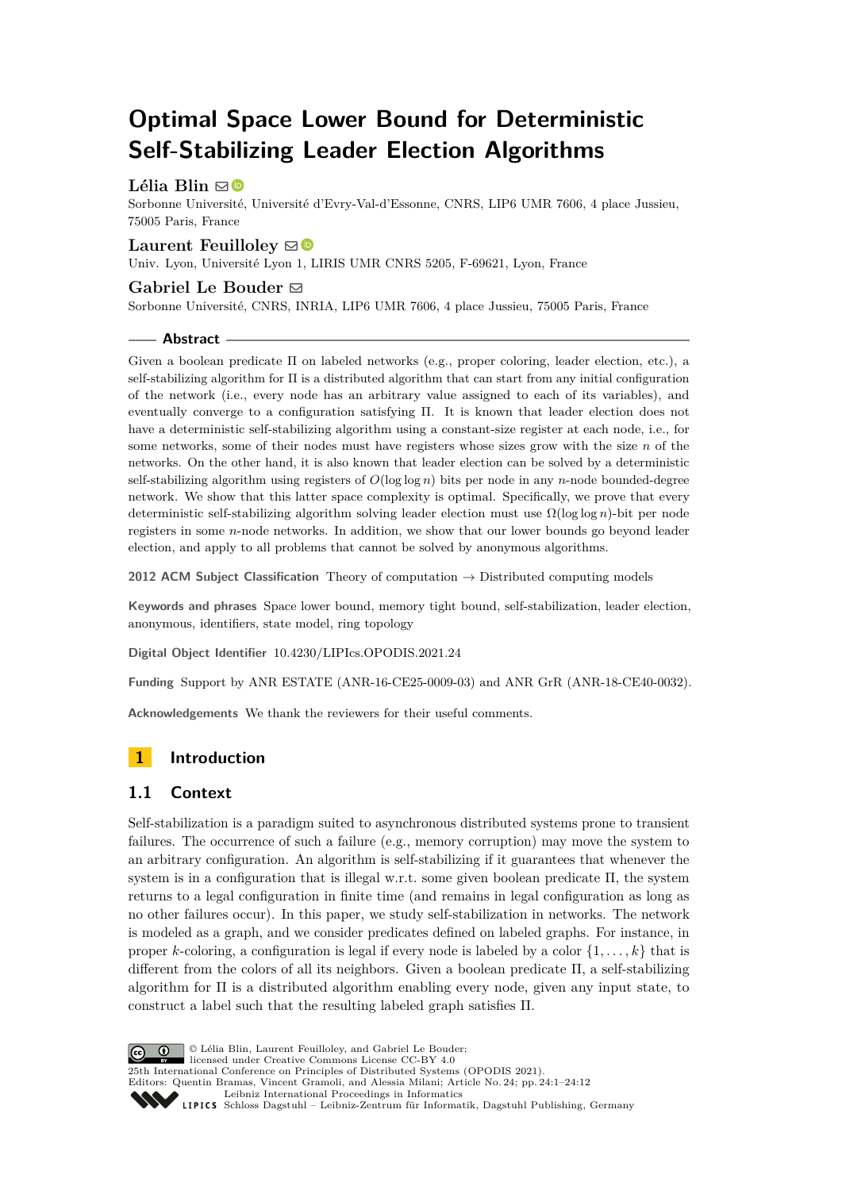# Optimal Space Lower Bound for Deterministic Self-Stabilizing Leader Election Algorithms

**Lélia Blin**

Sorbonne Université, Université d'Evry-Val-d'Essonne, CNRS, LIP6 UMR 7606, 4 place Jussieu, 75005 Paris, France

**Laurent Feuilloley**

Univ. Lyon, Université Lyon 1, LIRIS UMR CNRS 5205, F-69621, Lyon, France

**Gabriel Le Bouder**

Sorbonne Université, CNRS, INRIA, LIP6 UMR 7606, 4 place Jussieu, 75005 Paris, France

## Abstract

Given a boolean predicate $\Pi$ on labeled networks (e.g., proper coloring, leader election, etc.), a self-stabilizing algorithm for $\Pi$ is a distributed algorithm that can start from any initial configuration of the network (i.e., every node has an arbitrary value assigned to each of its variables), and eventually converge to a configuration satisfying $\Pi$. It is known that leader election does not have a deterministic self-stabilizing algorithm using a constant-size register at each node, i.e., for some networks, some of their nodes must have registers whose sizes grow with the size $n$ of the networks. On the other hand, it is also known that leader election can be solved by a deterministic self-stabilizing algorithm using registers of $O(\log \log n)$ bits per node in any $n$-node bounded-degree network. We show that this latter space complexity is optimal. Specifically, we prove that every deterministic self-stabilizing algorithm solving leader election must use $\Omega(\log \log n)$-bit per node registers in some $n$-node networks. In addition, we show that our lower bounds go beyond leader election, and apply to all problems that cannot be solved by anonymous algorithms.

**2012 ACM Subject Classification** Theory of computation → Distributed computing models

**Keywords and phrases** Space lower bound, memory tight bound, self-stabilization, leader election, anonymous, identifiers, state model, ring topology

**Digital Object Identifier** 10.4230/LIPIcs.OPODIS.2021.24

**Funding** Support by ANR ESTATE (ANR-16-CE25-0009-03) and ANR GrR (ANR-18-CE40-0032).

**Acknowledgements** We thank the reviewers for their useful comments.

## 1 Introduction

### 1.1 Context

Self-stabilization is a paradigm suited to asynchronous distributed systems prone to transient failures. The occurrence of such a failure (e.g., memory corruption) may move the system to an arbitrary configuration. An algorithm is self-stabilizing if it guarantees that whenever the system is in a configuration that is illegal w.r.t. some given boolean predicate $\Pi$, the system returns to a legal configuration in finite time (and remains in legal configuration as long as no other failures occur). In this paper, we study self-stabilization in networks. The network is modeled as a graph, and we consider predicates defined on labeled graphs. For instance, in proper $k$-coloring, a configuration is legal if every node is labeled by a color $\{1, \ldots, k\}$ that is different from the colors of all its neighbors. Given a boolean predicate $\Pi$, a self-stabilizing algorithm for $\Pi$ is a distributed algorithm enabling every node, given any input state, to construct a label such that the resulting labeled graph satisfies $\Pi$.

© Lélia Blin, Laurent Feuilloley, and Gabriel Le Bouder; licensed under Creative Commons License CC-BY 4.0
25th International Conference on Principles of Distributed Systems (OPODIS 2021).
Editors: Quentin Bramas, Vincent Gramoli, and Alessia Milani; Article No. 24; pp. 24:1–24:12
Leibniz International Proceedings in Informatics
LIPICS Schloss Dagstuhl – Leibniz-Zentrum für Informatik, Dagstuhl Publishing, Germany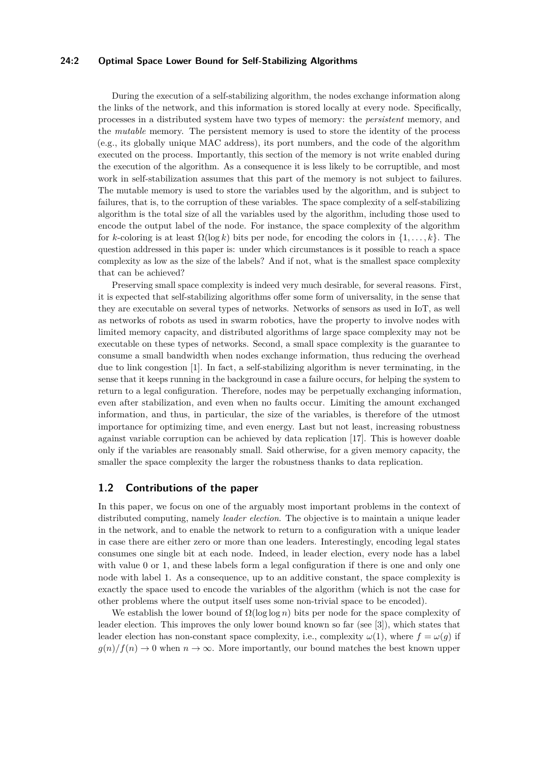During the execution of a self-stabilizing algorithm, the nodes exchange information along the links of the network, and this information is stored locally at every node. Specifically, processes in a distributed system have two types of memory: the *persistent* memory, and the *mutable* memory. The persistent memory is used to store the identity of the process (e.g., its globally unique MAC address), its port numbers, and the code of the algorithm executed on the process. Importantly, this section of the memory is not write enabled during the execution of the algorithm. As a consequence it is less likely to be corruptible, and most work in self-stabilization assumes that this part of the memory is not subject to failures. The mutable memory is used to store the variables used by the algorithm, and is subject to failures, that is, to the corruption of these variables. The space complexity of a self-stabilizing algorithm is the total size of all the variables used by the algorithm, including those used to encode the output label of the node. For instance, the space complexity of the algorithm for $k$-coloring is at least $\Omega(\log k)$ bits per node, for encoding the colors in $\{1, \dots, k\}$. The question addressed in this paper is: under which circumstances is it possible to reach a space complexity as low as the size of the labels? And if not, what is the smallest space complexity that can be achieved?

Preserving small space complexity is indeed very much desirable, for several reasons. First, it is expected that self-stabilizing algorithms offer some form of universality, in the sense that they are executable on several types of networks. Networks of sensors as used in IoT, as well as networks of robots as used in swarm robotics, have the property to involve nodes with limited memory capacity, and distributed algorithms of large space complexity may not be executable on these types of networks. Second, a small space complexity is the guarantee to consume a small bandwidth when nodes exchange information, thus reducing the overhead due to link congestion [1]. In fact, a self-stabilizing algorithm is never terminating, in the sense that it keeps running in the background in case a failure occurs, for helping the system to return to a legal configuration. Therefore, nodes may be perpetually exchanging information, even after stabilization, and even when no faults occur. Limiting the amount exchanged information, and thus, in particular, the size of the variables, is therefore of the utmost importance for optimizing time, and even energy. Last but not least, increasing robustness against variable corruption can be achieved by data replication [17]. This is however doable only if the variables are reasonably small. Said otherwise, for a given memory capacity, the smaller the space complexity the larger the robustness thanks to data replication.

## 1.2 Contributions of the paper

In this paper, we focus on one of the arguably most important problems in the context of distributed computing, namely *leader election*. The objective is to maintain a unique leader in the network, and to enable the network to return to a configuration with a unique leader in case there are either zero or more than one leaders. Interestingly, encoding legal states consumes one single bit at each node. Indeed, in leader election, every node has a label with value 0 or 1, and these labels form a legal configuration if there is one and only one node with label 1. As a consequence, up to an additive constant, the space complexity is exactly the space used to encode the variables of the algorithm (which is not the case for other problems where the output itself uses some non-trivial space to be encoded).

We establish the lower bound of $\Omega(\log \log n)$ bits per node for the space complexity of leader election. This improves the only lower bound known so far (see [3]), which states that leader election has non-constant space complexity, i.e., complexity $\omega(1)$, where $f = \omega(g)$ if $g(n)/f(n) \to 0$ when $n \to \infty$. More importantly, our bound matches the best known upper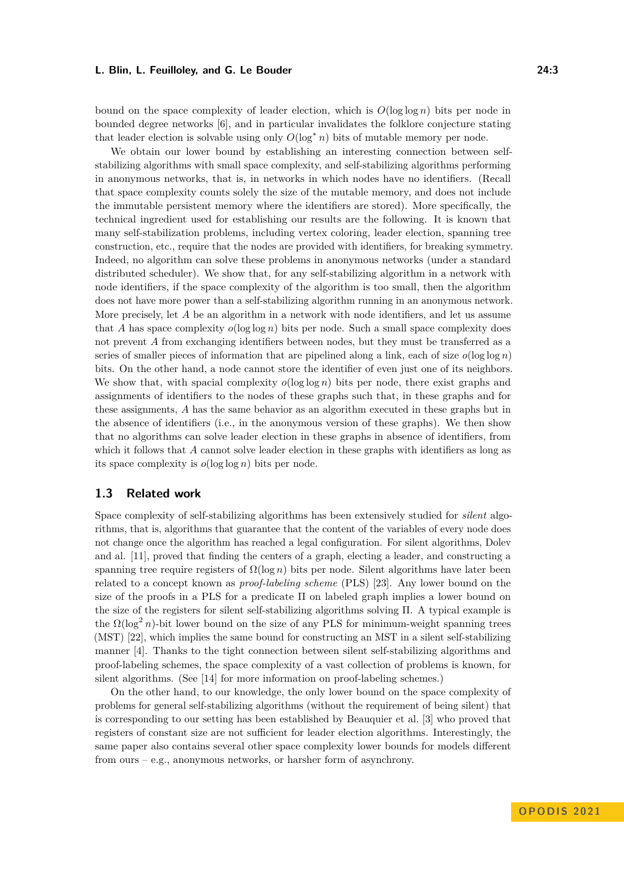bound on the space complexity of leader election, which is $O(\log \log n)$ bits per node in bounded degree networks [6], and in particular invalidates the folklore conjecture stating that leader election is solvable using only $O(\log^* n)$ bits of mutable memory per node.

We obtain our lower bound by establishing an interesting connection between self-stabilizing algorithms with small space complexity, and self-stabilizing algorithms performing in anonymous networks, that is, in networks in which nodes have no identifiers. (Recall that space complexity counts solely the size of the mutable memory, and does not include the immutable persistent memory where the identifiers are stored). More specifically, the technical ingredient used for establishing our results are the following. It is known that many self-stabilization problems, including vertex coloring, leader election, spanning tree construction, etc., require that the nodes are provided with identifiers, for breaking symmetry. Indeed, no algorithm can solve these problems in anonymous networks (under a standard distributed scheduler). We show that, for any self-stabilizing algorithm in a network with node identifiers, if the space complexity of the algorithm is too small, then the algorithm does not have more power than a self-stabilizing algorithm running in an anonymous network. More precisely, let $A$ be an algorithm in a network with node identifiers, and let us assume that $A$ has space complexity $o(\log \log n)$ bits per node. Such a small space complexity does not prevent $A$ from exchanging identifiers between nodes, but they must be transferred as a series of smaller pieces of information that are pipelined along a link, each of size $o(\log \log n)$ bits. On the other hand, a node cannot store the identifier of even just one of its neighbors. We show that, with spacial complexity $o(\log \log n)$ bits per node, there exist graphs and assignments of identifiers to the nodes of these graphs such that, in these graphs and for these assignments, $A$ has the same behavior as an algorithm executed in these graphs but in the absence of identifiers (i.e., in the anonymous version of these graphs). We then show that no algorithms can solve leader election in these graphs in absence of identifiers, from which it follows that $A$ cannot solve leader election in these graphs with identifiers as long as its space complexity is $o(\log \log n)$ bits per node.

## 1.3 Related work

Space complexity of self-stabilizing algorithms has been extensively studied for *silent* algorithms, that is, algorithms that guarantee that the content of the variables of every node does not change once the algorithm has reached a legal configuration. For silent algorithms, Dolev and al. [11], proved that finding the centers of a graph, electing a leader, and constructing a spanning tree require registers of $\Omega(\log n)$ bits per node. Silent algorithms have later been related to a concept known as *proof-labeling scheme* (PLS) [23]. Any lower bound on the size of the proofs in a PLS for a predicate $\Pi$ on labeled graph implies a lower bound on the size of the registers for silent self-stabilizing algorithms solving $\Pi$. A typical example is the $\Omega(\log^2 n)$-bit lower bound on the size of any PLS for minimum-weight spanning trees (MST) [22], which implies the same bound for constructing an MST in a silent self-stabilizing manner [4]. Thanks to the tight connection between silent self-stabilizing algorithms and proof-labeling schemes, the space complexity of a vast collection of problems is known, for silent algorithms. (See [14] for more information on proof-labeling schemes.)

On the other hand, to our knowledge, the only lower bound on the space complexity of problems for general self-stabilizing algorithms (without the requirement of being silent) that is corresponding to our setting has been established by Beauquier et al. [3] who proved that registers of constant size are not sufficient for leader election algorithms. Interestingly, the same paper also contains several other space complexity lower bounds for models different from ours – e.g., anonymous networks, or harsher form of asynchrony.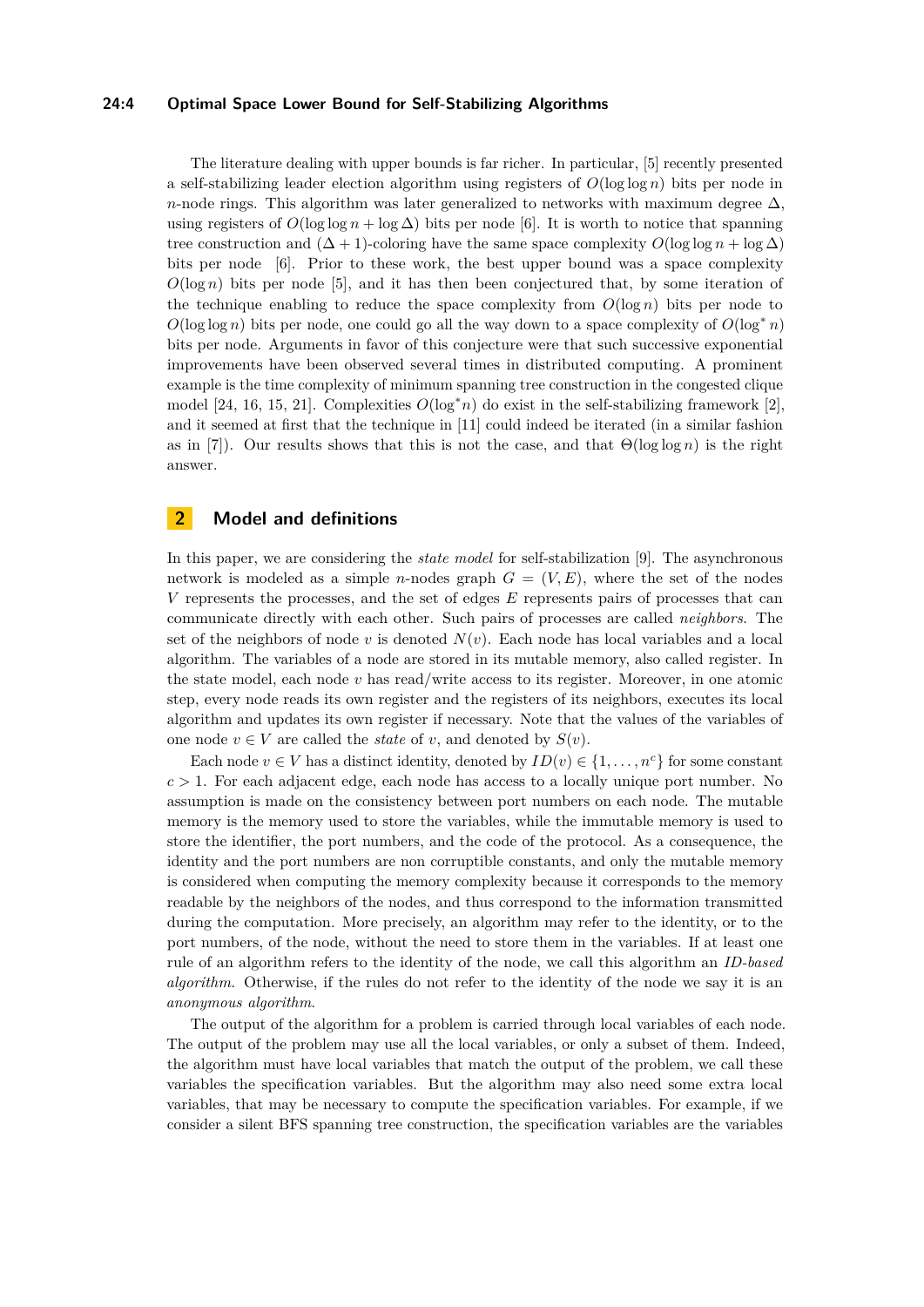The literature dealing with upper bounds is far richer. In particular, [5] recently presented a self-stabilizing leader election algorithm using registers of $O(\log \log n)$ bits per node in $n$-node rings. This algorithm was later generalized to networks with maximum degree $\Delta$, using registers of $O(\log \log n + \log \Delta)$ bits per node [6]. It is worth to notice that spanning tree construction and $(\Delta + 1)$-coloring have the same space complexity $O(\log \log n + \log \Delta)$ bits per node [6]. Prior to these work, the best upper bound was a space complexity $O(\log n)$ bits per node [5], and it has then been conjectured that, by some iteration of the technique enabling to reduce the space complexity from $O(\log n)$ bits per node to $O(\log \log n)$ bits per node, one could go all the way down to a space complexity of $O(\log^* n)$ bits per node. Arguments in favor of this conjecture were that such successive exponential improvements have been observed several times in distributed computing. A prominent example is the time complexity of minimum spanning tree construction in the congested clique model [24, 16, 15, 21]. Complexities $O(\log^* n)$ do exist in the self-stabilizing framework [2], and it seemed at first that the technique in [11] could indeed be iterated (in a similar fashion as in [7]). Our results shows that this is not the case, and that $\Theta(\log \log n)$ is the right answer.

## 2 Model and definitions

In this paper, we are considering the *state model* for self-stabilization [9]. The asynchronous network is modeled as a simple $n$-nodes graph $G = (V, E)$, where the set of the nodes $V$ represents the processes, and the set of edges $E$ represents pairs of processes that can communicate directly with each other. Such pairs of processes are called *neighbors*. The set of the neighbors of node $v$ is denoted $N(v)$. Each node has local variables and a local algorithm. The variables of a node are stored in its mutable memory, also called register. In the state model, each node $v$ has read/write access to its register. Moreover, in one atomic step, every node reads its own register and the registers of its neighbors, executes its local algorithm and updates its own register if necessary. Note that the values of the variables of one node $v \in V$ are called the *state* of $v$, and denoted by $S(v)$.

Each node $v \in V$ has a distinct identity, denoted by $ID(v) \in \{1, \ldots, n^c\}$ for some constant $c > 1$. For each adjacent edge, each node has access to a locally unique port number. No assumption is made on the consistency between port numbers on each node. The mutable memory is the memory used to store the variables, while the immutable memory is used to store the identifier, the port numbers, and the code of the protocol. As a consequence, the identity and the port numbers are non corruptible constants, and only the mutable memory is considered when computing the memory complexity because it corresponds to the memory readable by the neighbors of the nodes, and thus correspond to the information transmitted during the computation. More precisely, an algorithm may refer to the identity, or to the port numbers, of the node, without the need to store them in the variables. If at least one rule of an algorithm refers to the identity of the node, we call this algorithm an *ID-based algorithm*. Otherwise, if the rules do not refer to the identity of the node we say it is an *anonymous algorithm*.

The output of the algorithm for a problem is carried through local variables of each node. The output of the problem may use all the local variables, or only a subset of them. Indeed, the algorithm must have local variables that match the output of the problem, we call these variables the specification variables. But the algorithm may also need some extra local variables, that may be necessary to compute the specification variables. For example, if we consider a silent BFS spanning tree construction, the specification variables are the variables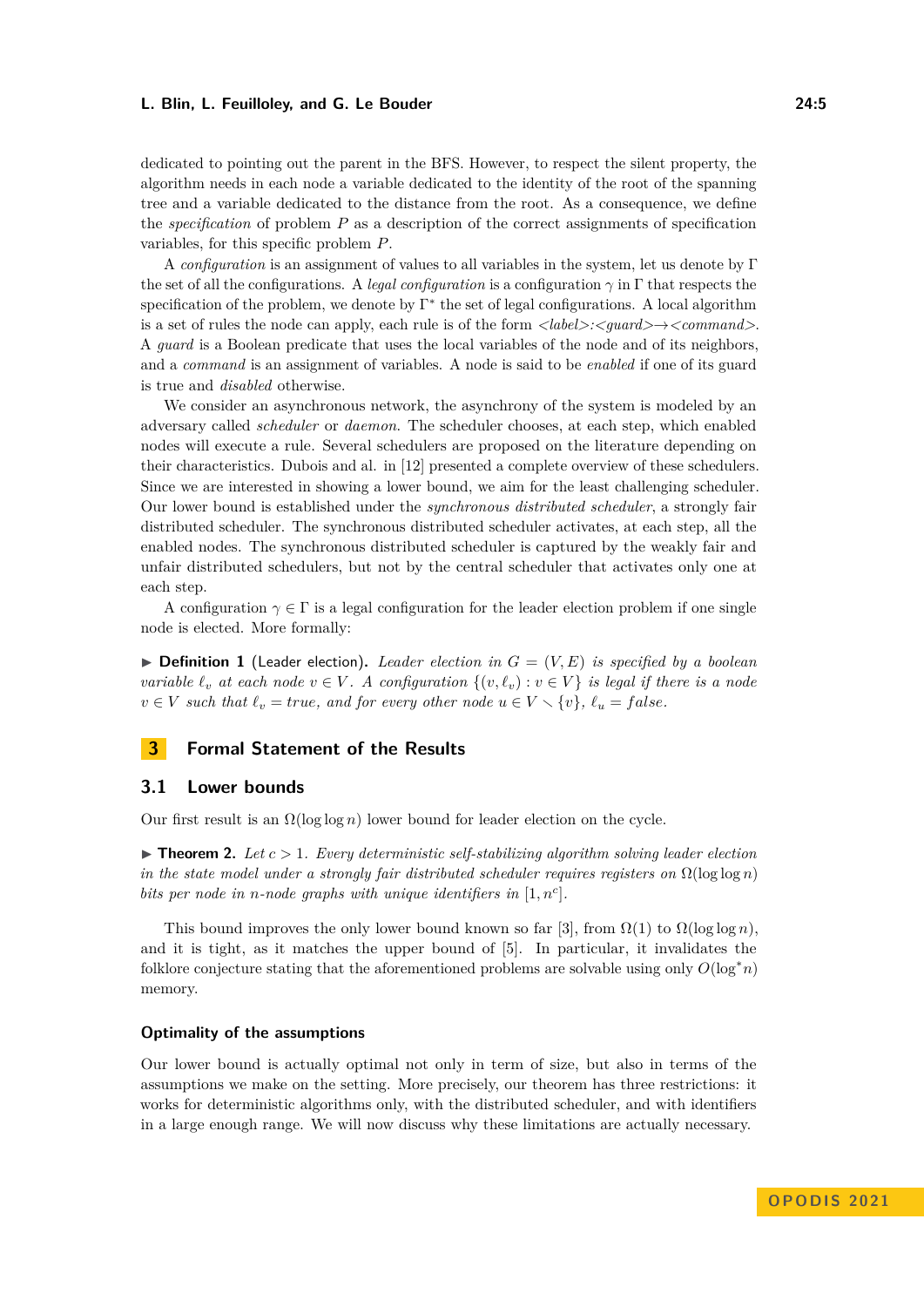dedicated to pointing out the parent in the BFS. However, to respect the silent property, the algorithm needs in each node a variable dedicated to the identity of the root of the spanning tree and a variable dedicated to the distance from the root. As a consequence, we define the *specification* of problem $P$ as a description of the correct assignments of specification variables, for this specific problem $P$.

A *configuration* is an assignment of values to all variables in the system, let us denote by $\Gamma$ the set of all the configurations. A *legal configuration* is a configuration $\gamma$ in $\Gamma$ that respects the specification of the problem, we denote by $\Gamma^*$ the set of legal configurations. A local algorithm is a set of rules the node can apply, each rule is of the form *<label>:<guard>→<command>*. A *guard* is a Boolean predicate that uses the local variables of the node and of its neighbors, and a *command* is an assignment of variables. A node is said to be *enabled* if one of its guard is true and *disabled* otherwise.

We consider an asynchronous network, the asynchrony of the system is modeled by an adversary called *scheduler* or *daemon*. The scheduler chooses, at each step, which enabled nodes will execute a rule. Several schedulers are proposed on the literature depending on their characteristics. Dubois and al. in [12] presented a complete overview of these schedulers. Since we are interested in showing a lower bound, we aim for the least challenging scheduler. Our lower bound is established under the *synchronous distributed scheduler*, a strongly fair distributed scheduler. The synchronous distributed scheduler activates, at each step, all the enabled nodes. The synchronous distributed scheduler is captured by the weakly fair and unfair distributed schedulers, but not by the central scheduler that activates only one at each step.

A configuration $\gamma \in \Gamma$ is a legal configuration for the leader election problem if one single node is elected. More formally:

▶ **Definition 1** (Leader election). *Leader election in $G = (V, E)$ is specified by a boolean variable $\ell_v$ at each node $v \in V$. A configuration $\{(v, \ell_v) : v \in V\}$ is legal if there is a node $v \in V$ such that $\ell_v = true$, and for every other node $u \in V \setminus \{v\}$, $\ell_u = false$.*

## 3 Formal Statement of the Results

### 3.1 Lower bounds

Our first result is an $\Omega(\log \log n)$ lower bound for leader election on the cycle.

▶ **Theorem 2.** *Let $c > 1$. Every deterministic self-stabilizing algorithm solving leader election in the state model under a strongly fair distributed scheduler requires registers on $\Omega(\log \log n)$ bits per node in $n$-node graphs with unique identifiers in $[1, n^c]$.*

This bound improves the only lower bound known so far [3], from $\Omega(1)$ to $\Omega(\log \log n)$, and it is tight, as it matches the upper bound of [5]. In particular, it invalidates the folklore conjecture stating that the aforementioned problems are solvable using only $O(\log^* n)$ memory.

#### Optimality of the assumptions

Our lower bound is actually optimal not only in term of size, but also in terms of the assumptions we make on the setting. More precisely, our theorem has three restrictions: it works for deterministic algorithms only, with the distributed scheduler, and with identifiers in a large enough range. We will now discuss why these limitations are actually necessary.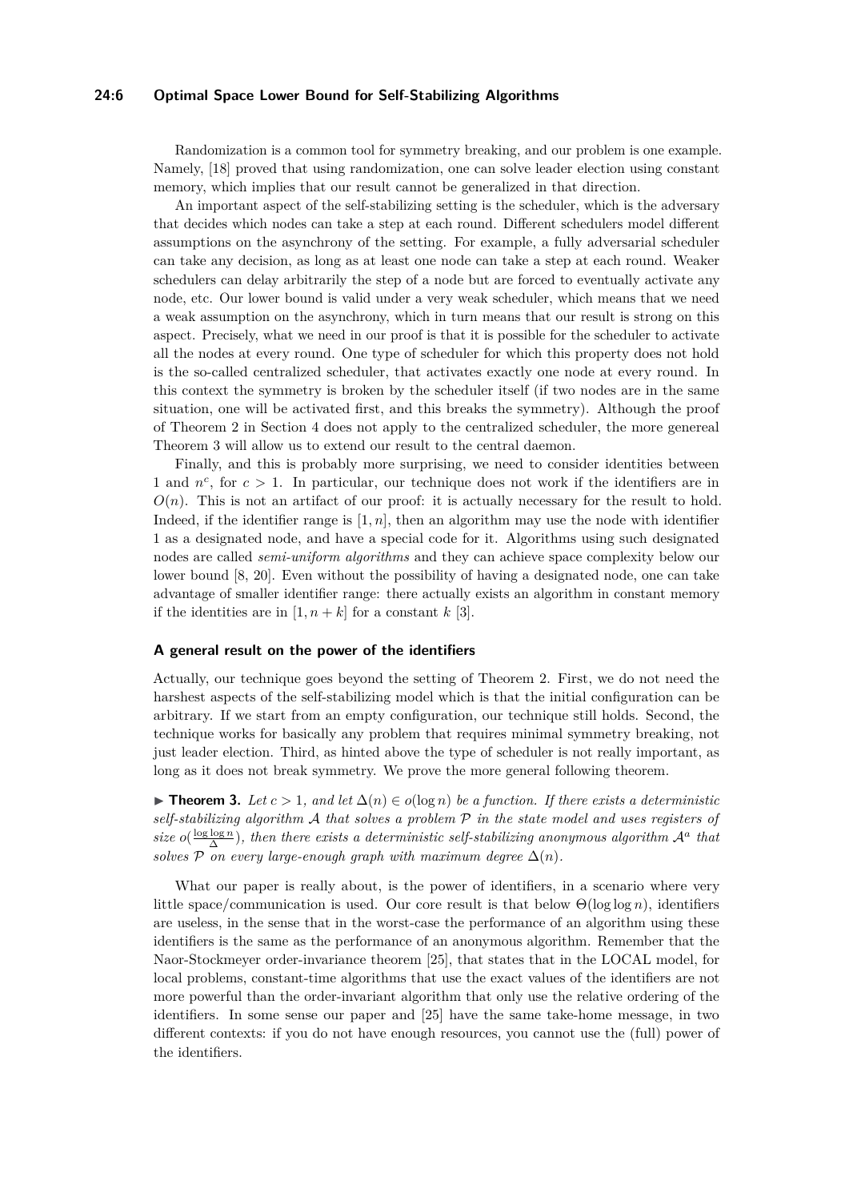Randomization is a common tool for symmetry breaking, and our problem is one example. Namely, [18] proved that using randomization, one can solve leader election using constant memory, which implies that our result cannot be generalized in that direction.

An important aspect of the self-stabilizing setting is the scheduler, which is the adversary that decides which nodes can take a step at each round. Different schedulers model different assumptions on the asynchrony of the setting. For example, a fully adversarial scheduler can take any decision, as long as at least one node can take a step at each round. Weaker schedulers can delay arbitrarily the step of a node but are forced to eventually activate any node, etc. Our lower bound is valid under a very weak scheduler, which means that we need a weak assumption on the asynchrony, which in turn means that our result is strong on this aspect. Precisely, what we need in our proof is that it is possible for the scheduler to activate all the nodes at every round. One type of scheduler for which this property does not hold is the so-called centralized scheduler, that activates exactly one node at every round. In this context the symmetry is broken by the scheduler itself (if two nodes are in the same situation, one will be activated first, and this breaks the symmetry). Although the proof of Theorem 2 in Section 4 does not apply to the centralized scheduler, the more genereal Theorem 3 will allow us to extend our result to the central daemon.

Finally, and this is probably more surprising, we need to consider identities between 1 and $n^c$, for $c > 1$. In particular, our technique does not work if the identifiers are in $O(n)$. This is not an artifact of our proof: it is actually necessary for the result to hold. Indeed, if the identifier range is $[1, n]$, then an algorithm may use the node with identifier 1 as a designated node, and have a special code for it. Algorithms using such designated nodes are called *semi-uniform algorithms* and they can achieve space complexity below our lower bound [8, 20]. Even without the possibility of having a designated node, one can take advantage of smaller identifier range: there actually exists an algorithm in constant memory if the identities are in $[1, n + k]$ for a constant $k$ [3].

#### A general result on the power of the identifiers

Actually, our technique goes beyond the setting of Theorem 2. First, we do not need the harshest aspects of the self-stabilizing model which is that the initial configuration can be arbitrary. If we start from an empty configuration, our technique still holds. Second, the technique works for basically any problem that requires minimal symmetry breaking, not just leader election. Third, as hinted above the type of scheduler is not really important, as long as it does not break symmetry. We prove the more general following theorem.

▶ **Theorem 3.** *Let $c > 1$, and let $\Delta(n) \in o(\log n)$ be a function. If there exists a deterministic self-stabilizing algorithm $\mathcal{A}$ that solves a problem $\mathcal{P}$ in the state model and uses registers of size $o(\frac{\log \log n}{\Delta})$, then there exists a deterministic self-stabilizing anonymous algorithm $\mathcal{A}^a$ that solves $\mathcal{P}$ on every large-enough graph with maximum degree $\Delta(n)$.*

What our paper is really about, is the power of identifiers, in a scenario where very little space/communication is used. Our core result is that below $\Theta(\log \log n)$, identifiers are useless, in the sense that in the worst-case the performance of an algorithm using these identifiers is the same as the performance of an anonymous algorithm. Remember that the Naor-Stockmeyer order-invariance theorem [25], that states that in the LOCAL model, for local problems, constant-time algorithms that use the exact values of the identifiers are not more powerful than the order-invariant algorithm that only use the relative ordering of the identifiers. In some sense our paper and [25] have the same take-home message, in two different contexts: if you do not have enough resources, you cannot use the (full) power of the identifiers.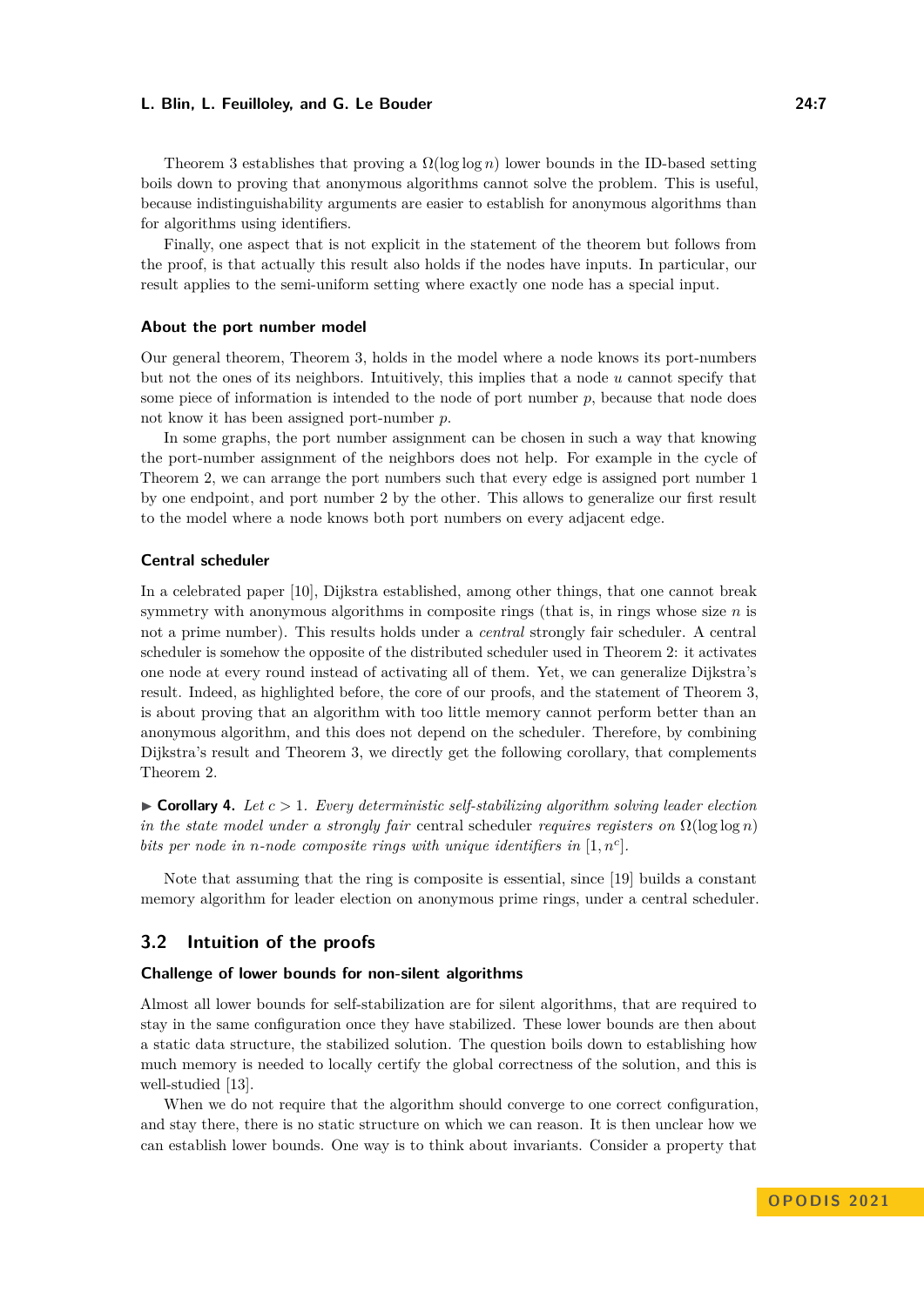Theorem 3 establishes that proving a $\Omega(\log\log n)$ lower bounds in the ID-based setting boils down to proving that anonymous algorithms cannot solve the problem. This is useful, because indistinguishability arguments are easier to establish for anonymous algorithms than for algorithms using identifiers.

Finally, one aspect that is not explicit in the statement of the theorem but follows from the proof, is that actually this result also holds if the nodes have inputs. In particular, our result applies to the semi-uniform setting where exactly one node has a special input.

#### About the port number model

Our general theorem, Theorem 3, holds in the model where a node knows its port-numbers but not the ones of its neighbors. Intuitively, this implies that a node $u$ cannot specify that some piece of information is intended to the node of port number $p$, because that node does not know it has been assigned port-number $p$.

In some graphs, the port number assignment can be chosen in such a way that knowing the port-number assignment of the neighbors does not help. For example in the cycle of Theorem 2, we can arrange the port numbers such that every edge is assigned port number 1 by one endpoint, and port number 2 by the other. This allows to generalize our first result to the model where a node knows both port numbers on every adjacent edge.

#### Central scheduler

In a celebrated paper [10], Dijkstra established, among other things, that one cannot break symmetry with anonymous algorithms in composite rings (that is, in rings whose size $n$ is not a prime number). This results holds under a *central* strongly fair scheduler. A central scheduler is somehow the opposite of the distributed scheduler used in Theorem 2: it activates one node at every round instead of activating all of them. Yet, we can generalize Dijkstra's result. Indeed, as highlighted before, the core of our proofs, and the statement of Theorem 3, is about proving that an algorithm with too little memory cannot perform better than an anonymous algorithm, and this does not depend on the scheduler. Therefore, by combining Dijkstra's result and Theorem 3, we directly get the following corollary, that complements Theorem 2.

▶ **Corollary 4.** *Let $c > 1$. Every deterministic self-stabilizing algorithm solving leader election in the state model under a strongly fair* central scheduler *requires registers on $\Omega(\log\log n)$ bits per node in $n$-node composite rings with unique identifiers in $[1, n^c]$.*

Note that assuming that the ring is composite is essential, since [19] builds a constant memory algorithm for leader election on anonymous prime rings, under a central scheduler.

## 3.2 Intuition of the proofs

#### Challenge of lower bounds for non-silent algorithms

Almost all lower bounds for self-stabilization are for silent algorithms, that are required to stay in the same configuration once they have stabilized. These lower bounds are then about a static data structure, the stabilized solution. The question boils down to establishing how much memory is needed to locally certify the global correctness of the solution, and this is well-studied [13].

When we do not require that the algorithm should converge to one correct configuration, and stay there, there is no static structure on which we can reason. It is then unclear how we can establish lower bounds. One way is to think about invariants. Consider a property that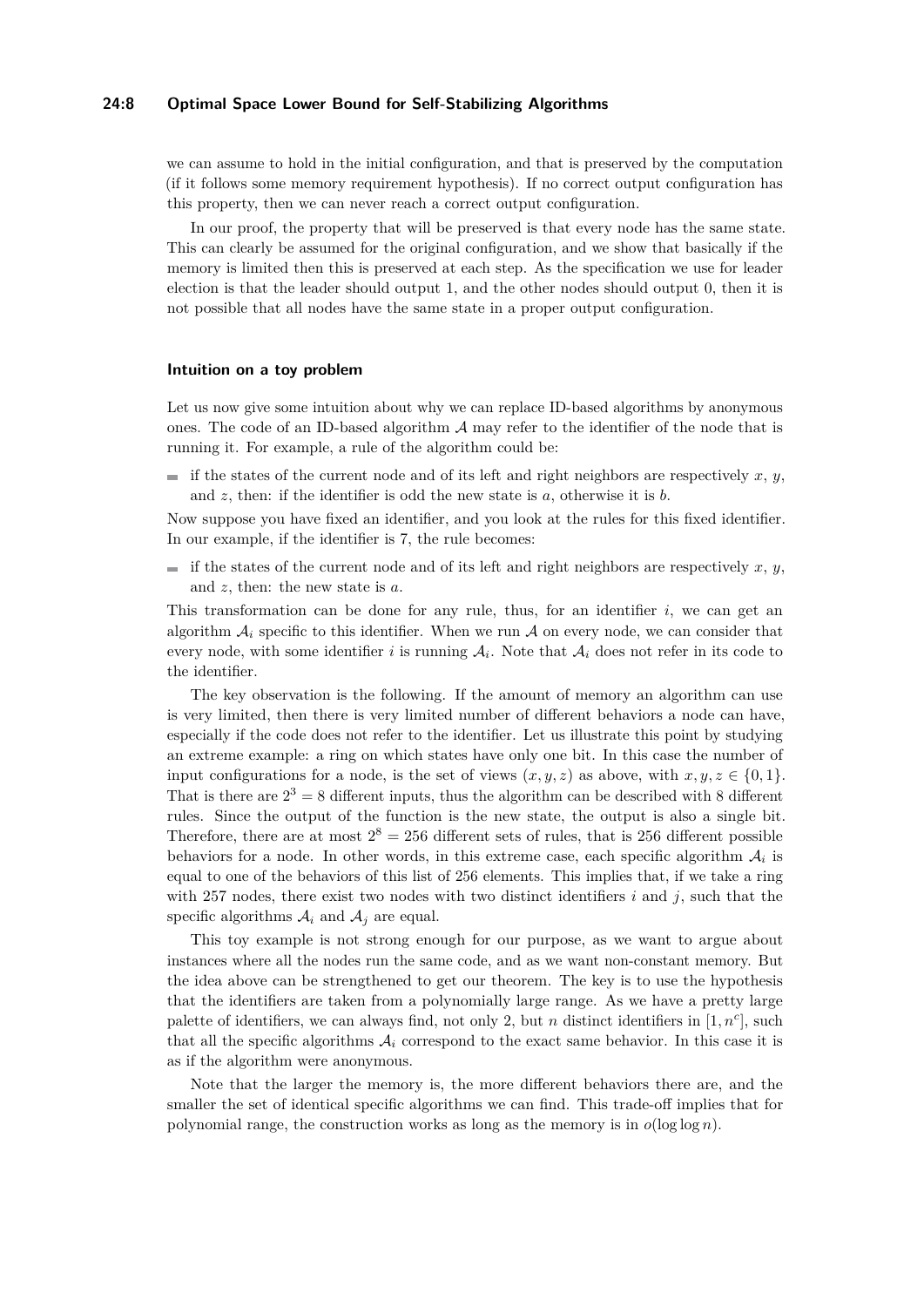we can assume to hold in the initial configuration, and that is preserved by the computation (if it follows some memory requirement hypothesis). If no correct output configuration has this property, then we can never reach a correct output configuration.

In our proof, the property that will be preserved is that every node has the same state. This can clearly be assumed for the original configuration, and we show that basically if the memory is limited then this is preserved at each step. As the specification we use for leader election is that the leader should output 1, and the other nodes should output 0, then it is not possible that all nodes have the same state in a proper output configuration.

#### Intuition on a toy problem

Let us now give some intuition about why we can replace ID-based algorithms by anonymous ones. The code of an ID-based algorithm $\mathcal{A}$ may refer to the identifier of the node that is running it. For example, a rule of the algorithm could be:

- if the states of the current node and of its left and right neighbors are respectively $x$, $y$, and $z$, then: if the identifier is odd the new state is $a$, otherwise it is $b$.

Now suppose you have fixed an identifier, and you look at the rules for this fixed identifier. In our example, if the identifier is 7, the rule becomes:

- if the states of the current node and of its left and right neighbors are respectively $x$, $y$, and $z$, then: the new state is $a$.

This transformation can be done for any rule, thus, for an identifier $i$, we can get an algorithm $\mathcal{A}_i$ specific to this identifier. When we run $\mathcal{A}$ on every node, we can consider that every node, with some identifier $i$ is running $\mathcal{A}_i$. Note that $\mathcal{A}_i$ does not refer in its code to the identifier.

The key observation is the following. If the amount of memory an algorithm can use is very limited, then there is very limited number of different behaviors a node can have, especially if the code does not refer to the identifier. Let us illustrate this point by studying an extreme example: a ring on which states have only one bit. In this case the number of input configurations for a node, is the set of views $(x, y, z)$ as above, with $x, y, z \in \{0, 1\}$. That is there are $2^3 = 8$ different inputs, thus the algorithm can be described with 8 different rules. Since the output of the function is the new state, the output is also a single bit. Therefore, there are at most $2^8 = 256$ different sets of rules, that is 256 different possible behaviors for a node. In other words, in this extreme case, each specific algorithm $\mathcal{A}_i$ is equal to one of the behaviors of this list of 256 elements. This implies that, if we take a ring with 257 nodes, there exist two nodes with two distinct identifiers $i$ and $j$, such that the specific algorithms $\mathcal{A}_i$ and $\mathcal{A}_j$ are equal.

This toy example is not strong enough for our purpose, as we want to argue about instances where all the nodes run the same code, and as we want non-constant memory. But the idea above can be strengthened to get our theorem. The key is to use the hypothesis that the identifiers are taken from a polynomially large range. As we have a pretty large palette of identifiers, we can always find, not only 2, but $n$ distinct identifiers in $[1, n^c]$, such that all the specific algorithms $\mathcal{A}_i$ correspond to the exact same behavior. In this case it is as if the algorithm were anonymous.

Note that the larger the memory is, the more different behaviors there are, and the smaller the set of identical specific algorithms we can find. This trade-off implies that for polynomial range, the construction works as long as the memory is in $o(\log \log n)$.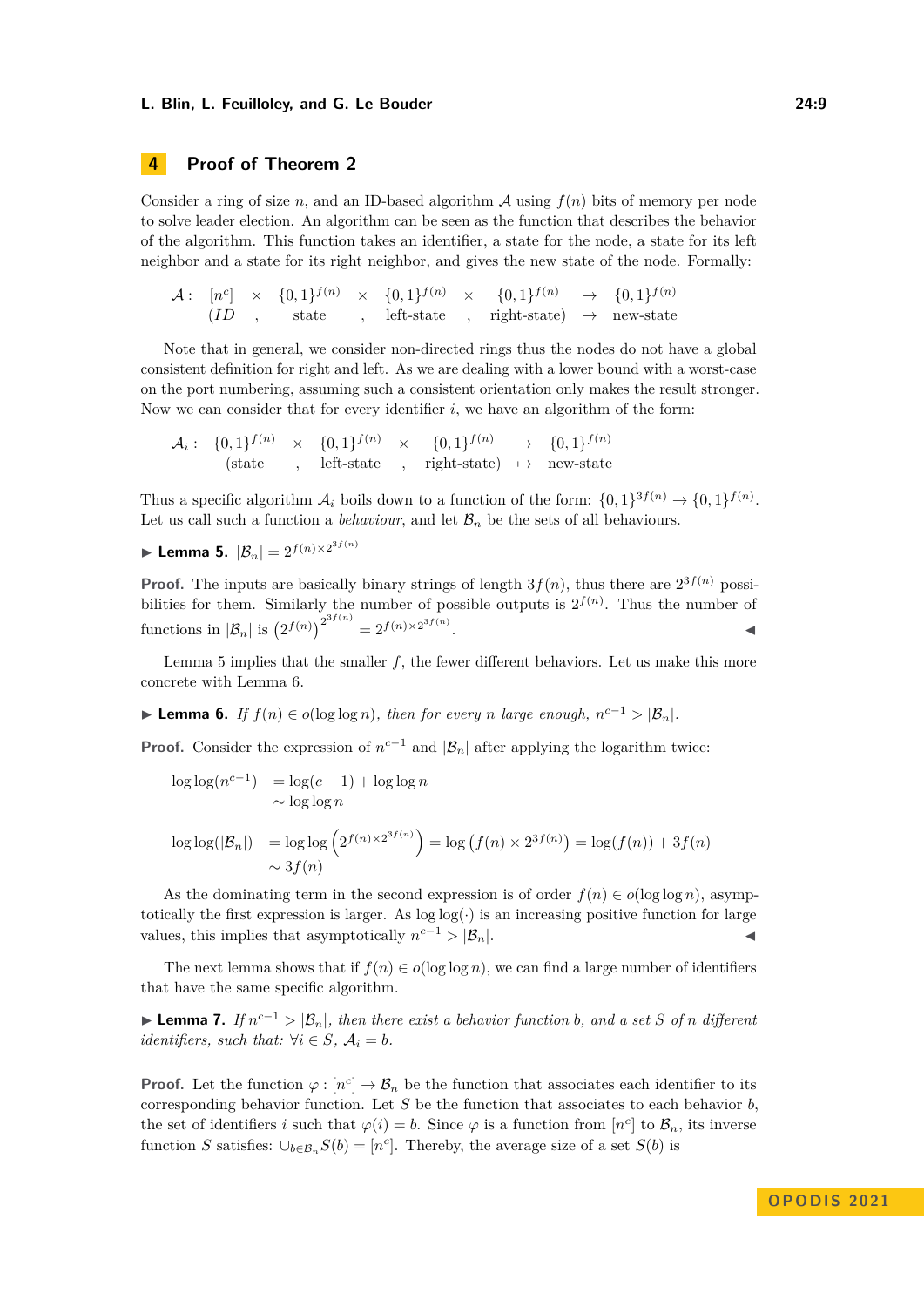## 4 Proof of Theorem 2

Consider a ring of size $n$, and an ID-based algorithm $\mathcal{A}$ using $f(n)$ bits of memory per node to solve leader election. An algorithm can be seen as the function that describes the behavior of the algorithm. This function takes an identifier, a state for the node, a state for its left neighbor and a state for its right neighbor, and gives the new state of the node. Formally:

$$\begin{array}{llllllllll} \mathcal{A}: & [n^c] & \times & \{0,1\}^{f(n)} & \times & \{0,1\}^{f(n)} & \times & \{0,1\}^{f(n)} & \rightarrow & \{0,1\}^{f(n)} \\ & (ID & , & \text{state} & , & \text{left-state} & , & \text{right-state}) & \mapsto & \text{new-state} \end{array}$$

Note that in general, we consider non-directed rings thus the nodes do not have a global consistent definition for right and left. As we are dealing with a lower bound with a worst-case on the port numbering, assuming such a consistent orientation only makes the result stronger. Now we can consider that for every identifier $i$, we have an algorithm of the form:

$$\begin{array}{llllllll} \mathcal{A}_i: & \{0,1\}^{f(n)} & \times & \{0,1\}^{f(n)} & \times & \{0,1\}^{f(n)} & \rightarrow & \{0,1\}^{f(n)} \\ & (\text{state} & , & \text{left-state} & , & \text{right-state}) & \mapsto & \text{new-state} \end{array}$$

Thus a specific algorithm $\mathcal{A}_i$ boils down to a function of the form: $\{0,1\}^{3f(n)} \rightarrow \{0,1\}^{f(n)}$. Let us call such a function a *behaviour*, and let $\mathcal{B}_n$ be the sets of all behaviours.

▶ **Lemma 5.** $|\mathcal{B}_n| = 2^{f(n)\times 2^{3f(n)}}$

**Proof.** The inputs are basically binary strings of length $3f(n)$, thus there are $2^{3f(n)}$ possibilities for them. Similarly the number of possible outputs is $2^{f(n)}$. Thus the number of functions in $|\mathcal{B}_n|$ is $\left(2^{f(n)}\right)^{2^{3f(n)}} = 2^{f(n)\times 2^{3f(n)}}$. ◀

Lemma 5 implies that the smaller $f$, the fewer different behaviors. Let us make this more concrete with Lemma 6.

▶ **Lemma 6.** *If $f(n) \in o(\log\log n)$, then for every $n$ large enough, $n^{c-1} > |\mathcal{B}_n|$.*

**Proof.** Consider the expression of $n^{c-1}$ and $|\mathcal{B}_n|$ after applying the logarithm twice:

$$\begin{aligned} \log\log(n^{c-1}) &= \log(c-1) + \log\log n \\ &\sim \log\log n \end{aligned}$$

$$\begin{aligned} \log\log(|\mathcal{B}_n|) &= \log\log\left(2^{f(n)\times 2^{3f(n)}}\right) = \log\left(f(n)\times 2^{3f(n)}\right) = \log(f(n)) + 3f(n) \\ &\sim 3f(n) \end{aligned}$$

As the dominating term in the second expression is of order $f(n) \in o(\log\log n)$, asymptotically the first expression is larger. As $\log\log(\cdot)$ is an increasing positive function for large values, this implies that asymptotically $n^{c-1} > |\mathcal{B}_n|$. ◀

The next lemma shows that if $f(n) \in o(\log\log n)$, we can find a large number of identifiers that have the same specific algorithm.

▶ **Lemma 7.** *If $n^{c-1} > |\mathcal{B}_n|$, then there exist a behavior function $b$, and a set $S$ of $n$ different identifiers, such that: $\forall i \in S$, $\mathcal{A}_i = b$.*

**Proof.** Let the function $\varphi : [n^c] \rightarrow \mathcal{B}_n$ be the function that associates each identifier to its corresponding behavior function. Let $S$ be the function that associates to each behavior $b$, the set of identifiers $i$ such that $\varphi(i) = b$. Since $\varphi$ is a function from $[n^c]$ to $\mathcal{B}_n$, its inverse function $S$ satisfies: $\cup_{b\in\mathcal{B}_n} S(b) = [n^c]$. Thereby, the average size of a set $S(b)$ is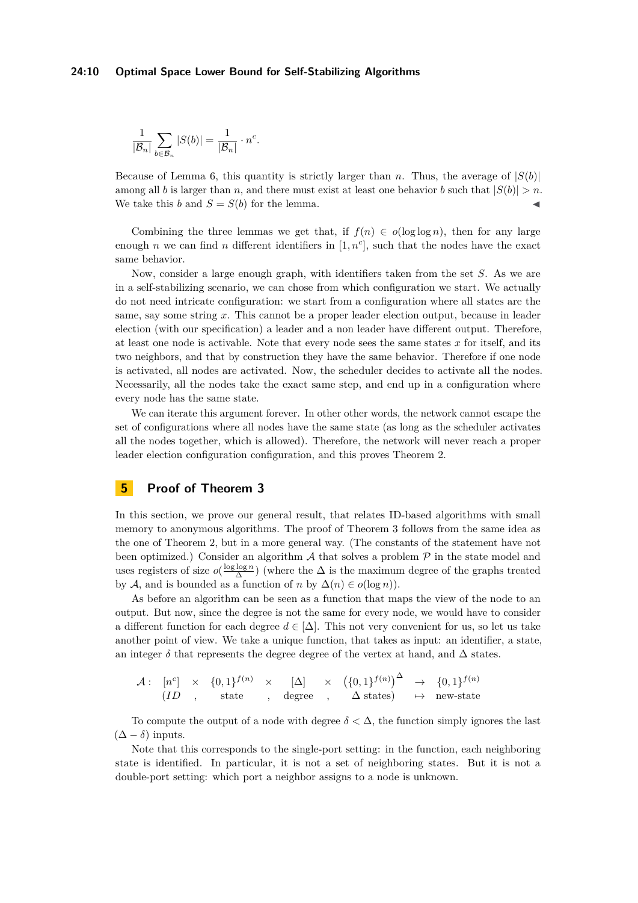$$\frac{1}{|\mathcal{B}_n|} \sum_{b \in \mathcal{B}_n} |S(b)| = \frac{1}{|\mathcal{B}_n|} \cdot n^c.$$

Because of Lemma 6, this quantity is strictly larger than $n$. Thus, the average of $|S(b)|$ among all $b$ is larger than $n$, and there must exist at least one behavior $b$ such that $|S(b)| > n$. We take this $b$ and $S = S(b)$ for the lemma. ◀

Combining the three lemmas we get that, if $f(n) \in o(\log \log n)$, then for any large enough $n$ we can find $n$ different identifiers in $[1, n^c]$, such that the nodes have the exact same behavior.

Now, consider a large enough graph, with identifiers taken from the set $S$. As we are in a self-stabilizing scenario, we can chose from which configuration we start. We actually do not need intricate configuration: we start from a configuration where all states are the same, say some string $x$. This cannot be a proper leader election output, because in leader election (with our specification) a leader and a non leader have different output. Therefore, at least one node is activable. Note that every node sees the same states $x$ for itself, and its two neighbors, and that by construction they have the same behavior. Therefore if one node is activated, all nodes are activated. Now, the scheduler decides to activate all the nodes. Necessarily, all the nodes take the exact same step, and end up in a configuration where every node has the same state.

We can iterate this argument forever. In other other words, the network cannot escape the set of configurations where all nodes have the same state (as long as the scheduler activates all the nodes together, which is allowed). Therefore, the network will never reach a proper leader election configuration configuration, and this proves Theorem 2.

## 5 Proof of Theorem 3

In this section, we prove our general result, that relates ID-based algorithms with small memory to anonymous algorithms. The proof of Theorem 3 follows from the same idea as the one of Theorem 2, but in a more general way. (The constants of the statement have not been optimized.) Consider an algorithm $\mathcal{A}$ that solves a problem $\mathcal{P}$ in the state model and uses registers of size $o(\frac{\log \log n}{\Delta})$ (where the $\Delta$ is the maximum degree of the graphs treated by $\mathcal{A}$, and is bounded as a function of $n$ by $\Delta(n) \in o(\log n)$).

As before an algorithm can be seen as a function that maps the view of the node to an output. But now, since the degree is not the same for every node, we would have to consider a different function for each degree $d \in [\Delta]$. This not very convenient for us, so let us take another point of view. We take a unique function, that takes as input: an identifier, a state, an integer $\delta$ that represents the degree degree of the vertex at hand, and $\Delta$ states.

$$\begin{array}{lcccccccccc} \mathcal{A}: & [n^c] & \times & \{0,1\}^{f(n)} & \times & [\Delta] & \times & \left(\{0,1\}^{f(n)}\right)^{\Delta} & \rightarrow & \{0,1\}^{f(n)} \\ & (ID & , & \text{state} & , & \text{degree} & , & \Delta \text{ states}) & \mapsto & \text{new-state} \end{array}$$

To compute the output of a node with degree $\delta < \Delta$, the function simply ignores the last $(\Delta - \delta)$ inputs.

Note that this corresponds to the single-port setting: in the function, each neighboring state is identified. In particular, it is not a set of neighboring states. But it is not a double-port setting: which port a neighbor assigns to a node is unknown.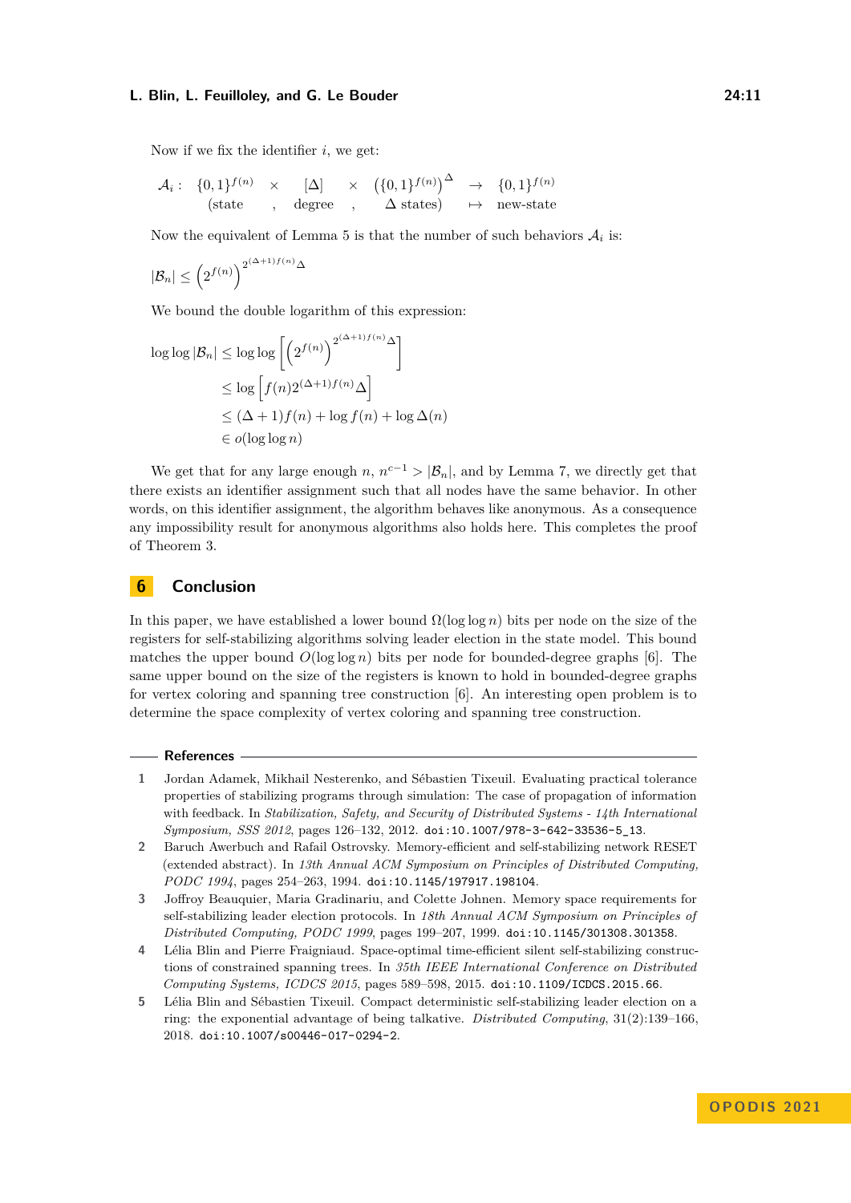Now if we fix the identifier $i$, we get:

$$\mathcal{A}_i: \begin{array}{ccccccc} \{0,1\}^{f(n)} & \times & [\Delta] & \times & \left(\{0,1\}^{f(n)}\right)^{\Delta} & \rightarrow & \{0,1\}^{f(n)} \\ \text{(state} & , & \text{degree} & , & \Delta \text{ states)} & \mapsto & \text{new-state} \end{array}$$

Now the equivalent of Lemma 5 is that the number of such behaviors $\mathcal{A}_i$ is:

$$|\mathcal{B}_n| \leq \left(2^{f(n)}\right)^{2^{(\Delta+1)f(n)}\Delta}$$

We bound the double logarithm of this expression:

$$\begin{aligned} \log\log|\mathcal{B}_n| &\leq \log\log\left[\left(2^{f(n)}\right)^{2^{(\Delta+1)f(n)}\Delta}\right] \\ &\leq \log\left[f(n)2^{(\Delta+1)f(n)}\Delta\right] \\ &\leq (\Delta+1)f(n) + \log f(n) + \log \Delta(n) \\ &\in o(\log\log n) \end{aligned}$$

We get that for any large enough $n$, $n^{c-1} > |\mathcal{B}_n|$, and by Lemma 7, we directly get that there exists an identifier assignment such that all nodes have the same behavior. In other words, on this identifier assignment, the algorithm behaves like anonymous. As a consequence any impossibility result for anonymous algorithms also holds here. This completes the proof of Theorem 3.

## 6 Conclusion

In this paper, we have established a lower bound $\Omega(\log\log n)$ bits per node on the size of the registers for self-stabilizing algorithms solving leader election in the state model. This bound matches the upper bound $O(\log\log n)$ bits per node for bounded-degree graphs [6]. The same upper bound on the size of the registers is known to hold in bounded-degree graphs for vertex coloring and spanning tree construction [6]. An interesting open problem is to determine the space complexity of vertex coloring and spanning tree construction.

## References

1. Jordan Adamek, Mikhail Nesterenko, and Sébastien Tixeuil. Evaluating practical tolerance properties of stabilizing programs through simulation: The case of propagation of information with feedback. In *Stabilization, Safety, and Security of Distributed Systems - 14th International Symposium, SSS 2012*, pages 126–132, 2012. doi:10.1007/978-3-642-33536-5_13.
2. Baruch Awerbuch and Rafail Ostrovsky. Memory-efficient and self-stabilizing network RESET (extended abstract). In *13th Annual ACM Symposium on Principles of Distributed Computing, PODC 1994*, pages 254–263, 1994. doi:10.1145/197917.198104.
3. Joffroy Beauquier, Maria Gradinariu, and Colette Johnen. Memory space requirements for self-stabilizing leader election protocols. In *18th Annual ACM Symposium on Principles of Distributed Computing, PODC 1999*, pages 199–207, 1999. doi:10.1145/301308.301358.
4. Lélia Blin and Pierre Fraigniaud. Space-optimal time-efficient silent self-stabilizing constructions of constrained spanning trees. In *35th IEEE International Conference on Distributed Computing Systems, ICDCS 2015*, pages 589–598, 2015. doi:10.1109/ICDCS.2015.66.
5. Lélia Blin and Sébastien Tixeuil. Compact deterministic self-stabilizing leader election on a ring: the exponential advantage of being talkative. *Distributed Computing*, 31(2):139–166, 2018. doi:10.1007/s00446-017-0294-2.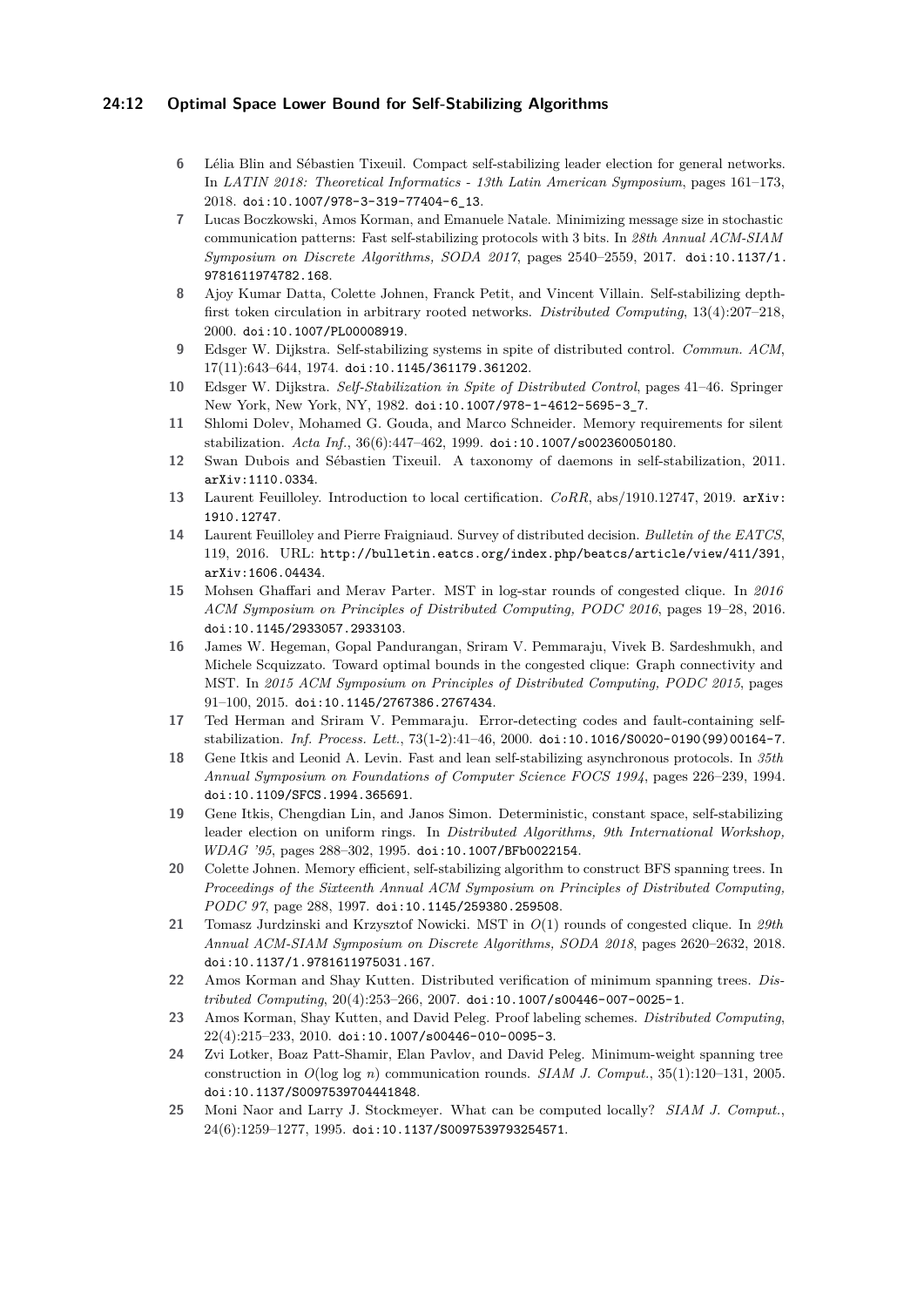6 Lélia Blin and Sébastien Tixeuil. Compact self-stabilizing leader election for general networks. In *LATIN 2018: Theoretical Informatics - 13th Latin American Symposium*, pages 161–173, 2018. doi:10.1007/978-3-319-77404-6_13.

7 Lucas Boczkowski, Amos Korman, and Emanuele Natale. Minimizing message size in stochastic communication patterns: Fast self-stabilizing protocols with 3 bits. In *28th Annual ACM-SIAM Symposium on Discrete Algorithms, SODA 2017*, pages 2540–2559, 2017. doi:10.1137/1.9781611974782.168.

8 Ajoy Kumar Datta, Colette Johnen, Franck Petit, and Vincent Villain. Self-stabilizing depth-first token circulation in arbitrary rooted networks. *Distributed Computing*, 13(4):207–218, 2000. doi:10.1007/PL00008919.

9 Edsger W. Dijkstra. Self-stabilizing systems in spite of distributed control. *Commun. ACM*, 17(11):643–644, 1974. doi:10.1145/361179.361202.

10 Edsger W. Dijkstra. *Self-Stabilization in Spite of Distributed Control*, pages 41–46. Springer New York, New York, NY, 1982. doi:10.1007/978-1-4612-5695-3_7.

11 Shlomi Dolev, Mohamed G. Gouda, and Marco Schneider. Memory requirements for silent stabilization. *Acta Inf.*, 36(6):447–462, 1999. doi:10.1007/s002360050180.

12 Swan Dubois and Sébastien Tixeuil. A taxonomy of daemons in self-stabilization, 2011. arXiv:1110.0334.

13 Laurent Feuilloley. Introduction to local certification. *CoRR*, abs/1910.12747, 2019. arXiv:1910.12747.

14 Laurent Feuilloley and Pierre Fraigniaud. Survey of distributed decision. *Bulletin of the EATCS*, 119, 2016. URL: http://bulletin.eatcs.org/index.php/beatcs/article/view/411/391, arXiv:1606.04434.

15 Mohsen Ghaffari and Merav Parter. MST in log-star rounds of congested clique. In *2016 ACM Symposium on Principles of Distributed Computing, PODC 2016*, pages 19–28, 2016. doi:10.1145/2933057.2933103.

16 James W. Hegeman, Gopal Pandurangan, Sriram V. Pemmaraju, Vivek B. Sardeshmukh, and Michele Scquizzato. Toward optimal bounds in the congested clique: Graph connectivity and MST. In *2015 ACM Symposium on Principles of Distributed Computing, PODC 2015*, pages 91–100, 2015. doi:10.1145/2767386.2767434.

17 Ted Herman and Sriram V. Pemmaraju. Error-detecting codes and fault-containing self-stabilization. *Inf. Process. Lett.*, 73(1-2):41–46, 2000. doi:10.1016/S0020-0190(99)00164-7.

18 Gene Itkis and Leonid A. Levin. Fast and lean self-stabilizing asynchronous protocols. In *35th Annual Symposium on Foundations of Computer Science FOCS 1994*, pages 226–239, 1994. doi:10.1109/SFCS.1994.365691.

19 Gene Itkis, Chengdian Lin, and Janos Simon. Deterministic, constant space, self-stabilizing leader election on uniform rings. In *Distributed Algorithms, 9th International Workshop, WDAG '95*, pages 288–302, 1995. doi:10.1007/BFb0022154.

20 Colette Johnen. Memory efficient, self-stabilizing algorithm to construct BFS spanning trees. In *Proceedings of the Sixteenth Annual ACM Symposium on Principles of Distributed Computing, PODC 97*, page 288, 1997. doi:10.1145/259380.259508.

21 Tomasz Jurdzinski and Krzysztof Nowicki. MST in $O(1)$ rounds of congested clique. In *29th Annual ACM-SIAM Symposium on Discrete Algorithms, SODA 2018*, pages 2620–2632, 2018. doi:10.1137/1.9781611975031.167.

22 Amos Korman and Shay Kutten. Distributed verification of minimum spanning trees. *Distributed Computing*, 20(4):253–266, 2007. doi:10.1007/s00446-007-0025-1.

23 Amos Korman, Shay Kutten, and David Peleg. Proof labeling schemes. *Distributed Computing*, 22(4):215–233, 2010. doi:10.1007/s00446-010-0095-3.

24 Zvi Lotker, Boaz Patt-Shamir, Elan Pavlov, and David Peleg. Minimum-weight spanning tree construction in $O(\log \log n)$ communication rounds. *SIAM J. Comput.*, 35(1):120–131, 2005. doi:10.1137/S0097539704441848.

25 Moni Naor and Larry J. Stockmeyer. What can be computed locally? *SIAM J. Comput.*, 24(6):1259–1277, 1995. doi:10.1137/S0097539793254571.